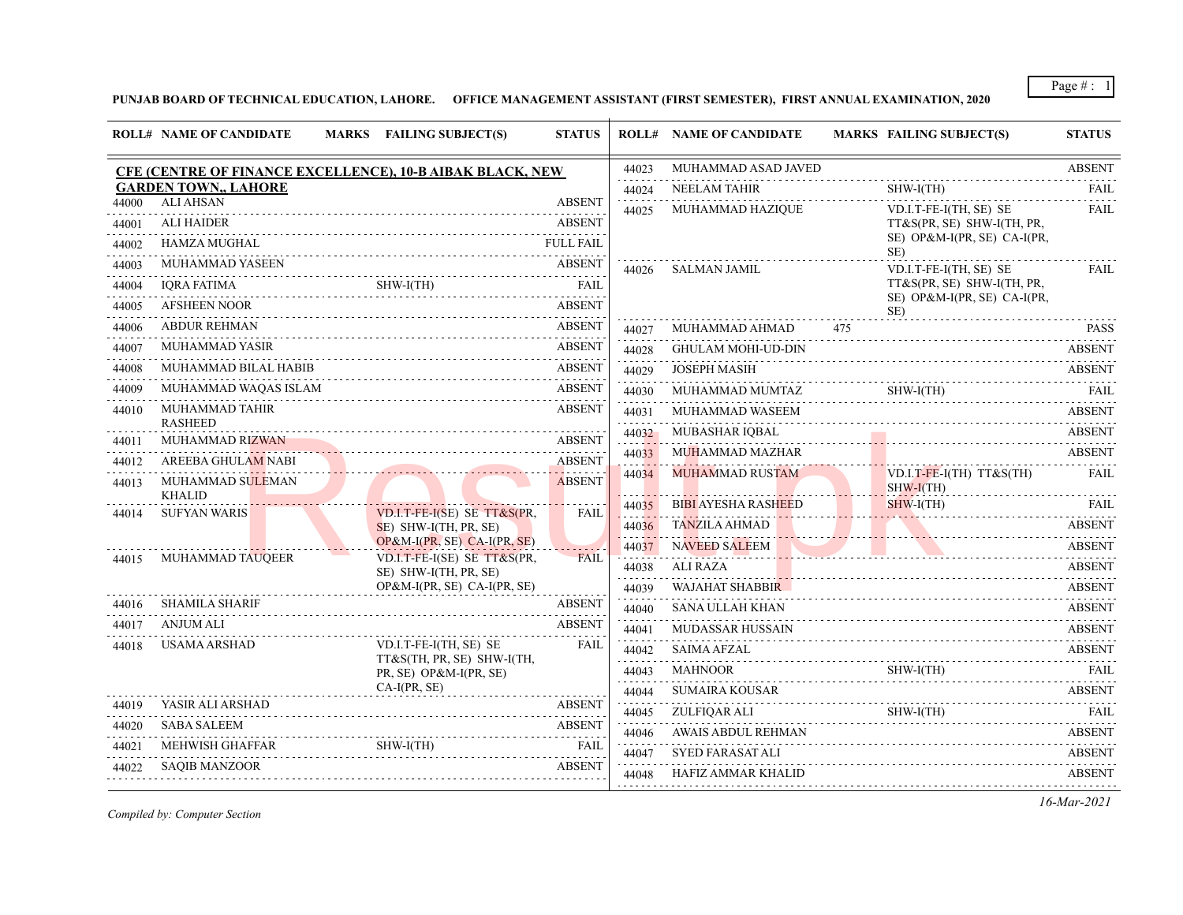**PUNJAB BOARD OF TECHNICAL EDUCATION, LAHORE. OFFICE MANAGEMENT ASSISTANT (FIRST SEMESTER), FIRST ANNUAL EXAMINATION, 2020**

**CFE (CENTRE OF FINANCE EXCELLENCE), 10-B AIBAK BLACK, NEW GARDEN TOWN,, LAHORE**

| ROLL# | NAME OF CANDIDATE | MARKS | FAILING SUBJECT(S) | STATUS |
|---|---|---|---|---|
| 44000 | ALI AHSAN | | | ABSENT |
| 44001 | ALI HAIDER | | | ABSENT |
| 44002 | HAMZA MUGHAL | | | FULL FAIL |
| 44003 | MUHAMMAD YASEEN | | | ABSENT |
| 44004 | IQRA FATIMA | | SHW-I(TH) | FAIL |
| 44005 | AFSHEEN NOOR | | | ABSENT |
| 44006 | ABDUR REHMAN | | | ABSENT |
| 44007 | MUHAMMAD YASIR | | | ABSENT |
| 44008 | MUHAMMAD BILAL HABIB | | | ABSENT |
| 44009 | MUHAMMAD WAQAS ISLAM | | | ABSENT |
| 44010 | MUHAMMAD TAHIR RASHEED | | | ABSENT |
| 44011 | MUHAMMAD RIZWAN | | | ABSENT |
| 44012 | AREEBA GHULAM NABI | | | ABSENT |
| 44013 | MUHAMMAD SULEMAN KHALID | | | ABSENT |
| 44014 | SUFYAN WARIS | | VD.I.T-FE-I(SE) SE TT&S(PR, SE) SHW-I(TH, PR, SE) OP&M-I(PR, SE) CA-I(PR, SE) | FAIL |
| 44015 | MUHAMMAD TAUQEER | | VD.I.T-FE-I(SE) SE TT&S(PR, SE) SHW-I(TH, PR, SE) OP&M-I(PR, SE) CA-I(PR, SE) | FAIL |
| 44016 | SHAMILA SHARIF | | | ABSENT |
| 44017 | ANJUM ALI | | | ABSENT |
| 44018 | USAMA ARSHAD | | VD.I.T-FE-I(TH, SE) SE TT&S(TH, PR, SE) SHW-I(TH, PR, SE) OP&M-I(PR, SE) CA-I(PR, SE) | FAIL |
| 44019 | YASIR ALI ARSHAD | | | ABSENT |
| 44020 | SABA SALEEM | | | ABSENT |
| 44021 | MEHWISH GHAFFAR | | SHW-I(TH) | FAIL |
| 44022 | SAQIB MANZOOR | | | ABSENT |
| 44023 | MUHAMMAD ASAD JAVED | | | ABSENT |
| 44024 | NEELAM TAHIR | | SHW-I(TH) | FAIL |
| 44025 | MUHAMMAD HAZIQUE | | VD.I.T-FE-I(TH, SE) SE TT&S(PR, SE) SHW-I(TH, PR, SE) OP&M-I(PR, SE) CA-I(PR, SE) | FAIL |
| 44026 | SALMAN JAMIL | | VD.I.T-FE-I(TH, SE) SE TT&S(PR, SE) SHW-I(TH, PR, SE) OP&M-I(PR, SE) CA-I(PR, SE) | FAIL |
| 44027 | MUHAMMAD AHMAD | 475 | | PASS |
| 44028 | GHULAM MOHI-UD-DIN | | | ABSENT |
| 44029 | JOSEPH MASIH | | | ABSENT |
| 44030 | MUHAMMAD MUMTAZ | | SHW-I(TH) | FAIL |
| 44031 | MUHAMMAD WASEEM | | | ABSENT |
| 44032 | MUBASHAR IQBAL | | | ABSENT |
| 44033 | MUHAMMAD MAZHAR | | | ABSENT |
| 44034 | MUHAMMAD RUSTAM | | VD.I.T-FE-I(TH) TT&S(TH) SHW-I(TH) | FAIL |
| 44035 | BIBI AYESHA RASHEED | | SHW-I(TH) | FAIL |
| 44036 | TANZILA AHMAD | | | ABSENT |
| 44037 | NAVEED SALEEM | | | ABSENT |
| 44038 | ALI RAZA | | | ABSENT |
| 44039 | WAJAHAT SHABBIR | | | ABSENT |
| 44040 | SANA ULLAH KHAN | | | ABSENT |
| 44041 | MUDASSAR HUSSAIN | | | ABSENT |
| 44042 | SAIMA AFZAL | | | ABSENT |
| 44043 | MAHNOOR | | SHW-I(TH) | FAIL |
| 44044 | SUMAIRA KOUSAR | | | ABSENT |
| 44045 | ZULFIQAR ALI | | SHW-I(TH) | FAIL |
| 44046 | AWAIS ABDUL REHMAN | | | ABSENT |
| 44047 | SYED FARASAT ALI | | | ABSENT |
| 44048 | HAFIZ AMMAR KHALID | | | ABSENT |

*Compiled by: Computer Section*

*16-Mar-2021*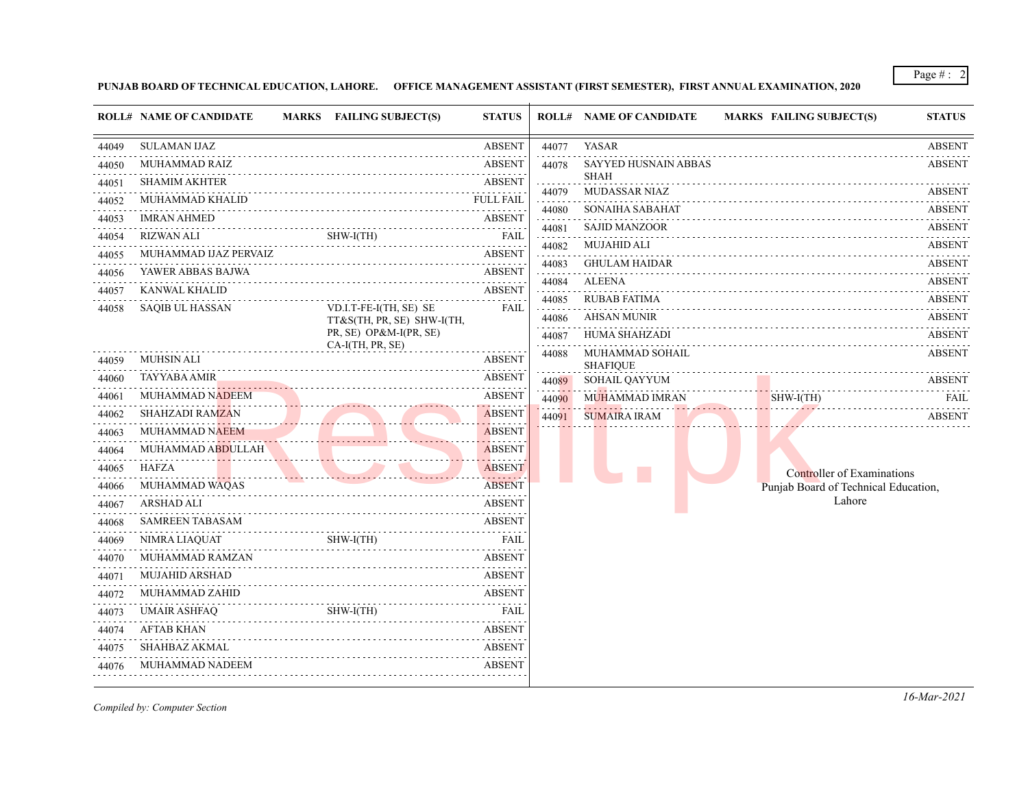**PUNJAB BOARD OF TECHNICAL EDUCATION, LAHORE. OFFICE MANAGEMENT ASSISTANT (FIRST SEMESTER), FIRST ANNUAL EXAMINATION, 2020**

| ROLL# | NAME OF CANDIDATE | MARKS | FAILING SUBJECT(S) | STATUS |
|---|---|---|---|---|
| 44049 | SULAMAN IJAZ | | | ABSENT |
| 44050 | MUHAMMAD RAIZ | | | ABSENT |
| 44051 | SHAMIM AKHTER | | | ABSENT |
| 44052 | MUHAMMAD KHALID | | | FULL FAIL |
| 44053 | IMRAN AHMED | | | ABSENT |
| 44054 | RIZWAN ALI | | SHW-I(TH) | FAIL |
| 44055 | MUHAMMAD IJAZ PERVAIZ | | | ABSENT |
| 44056 | YAWER ABBAS BAJWA | | | ABSENT |
| 44057 | KANWAL KHALID | | | ABSENT |
| 44058 | SAQIB UL HASSAN | | VD.I.T-FE-I(TH, SE) SE TT&S(TH, PR, SE) SHW-I(TH, PR, SE) OP&M-I(PR, SE) CA-I(TH, PR, SE) | FAIL |
| 44059 | MUHSIN ALI | | | ABSENT |
| 44060 | TAYYABA AMIR | | | ABSENT |
| 44061 | MUHAMMAD NADEEM | | | ABSENT |
| 44062 | SHAHZADI RAMZAN | | | ABSENT |
| 44063 | MUHAMMAD NAEEM | | | ABSENT |
| 44064 | MUHAMMAD ABDULLAH | | | ABSENT |
| 44065 | HAFZA | | | ABSENT |
| 44066 | MUHAMMAD WAQAS | | | ABSENT |
| 44067 | ARSHAD ALI | | | ABSENT |
| 44068 | SAMREEN TABASAM | | | ABSENT |
| 44069 | NIMRA LIAQUAT | | SHW-I(TH) | FAIL |
| 44070 | MUHAMMAD RAMZAN | | | ABSENT |
| 44071 | MUJAHID ARSHAD | | | ABSENT |
| 44072 | MUHAMMAD ZAHID | | | ABSENT |
| 44073 | UMAIR ASHFAQ | | SHW-I(TH) | FAIL |
| 44074 | AFTAB KHAN | | | ABSENT |
| 44075 | SHAHBAZ AKMAL | | | ABSENT |
| 44076 | MUHAMMAD NADEEM | | | ABSENT |
| 44077 | YASAR | | | ABSENT |
| 44078 | SAYYED HUSNAIN ABBAS SHAH | | | ABSENT |
| 44079 | MUDASSAR NIAZ | | | ABSENT |
| 44080 | SONAIHA SABAHAT | | | ABSENT |
| 44081 | SAJID MANZOOR | | | ABSENT |
| 44082 | MUJAHID ALI | | | ABSENT |
| 44083 | GHULAM HAIDAR | | | ABSENT |
| 44084 | ALEENA | | | ABSENT |
| 44085 | RUBAB FATIMA | | | ABSENT |
| 44086 | AHSAN MUNIR | | | ABSENT |
| 44087 | HUMA SHAHZADI | | | ABSENT |
| 44088 | MUHAMMAD SOHAIL SHAFIQUE | | | ABSENT |
| 44089 | SOHAIL QAYYUM | | | ABSENT |
| 44090 | MUHAMMAD IMRAN | | SHW-I(TH) | FAIL |
| 44091 | SUMAIRA IRAM | | | ABSENT |

Controller of Examinations
Punjab Board of Technical Education,
Lahore

*Compiled by: Computer Section*

*16-Mar-2021*